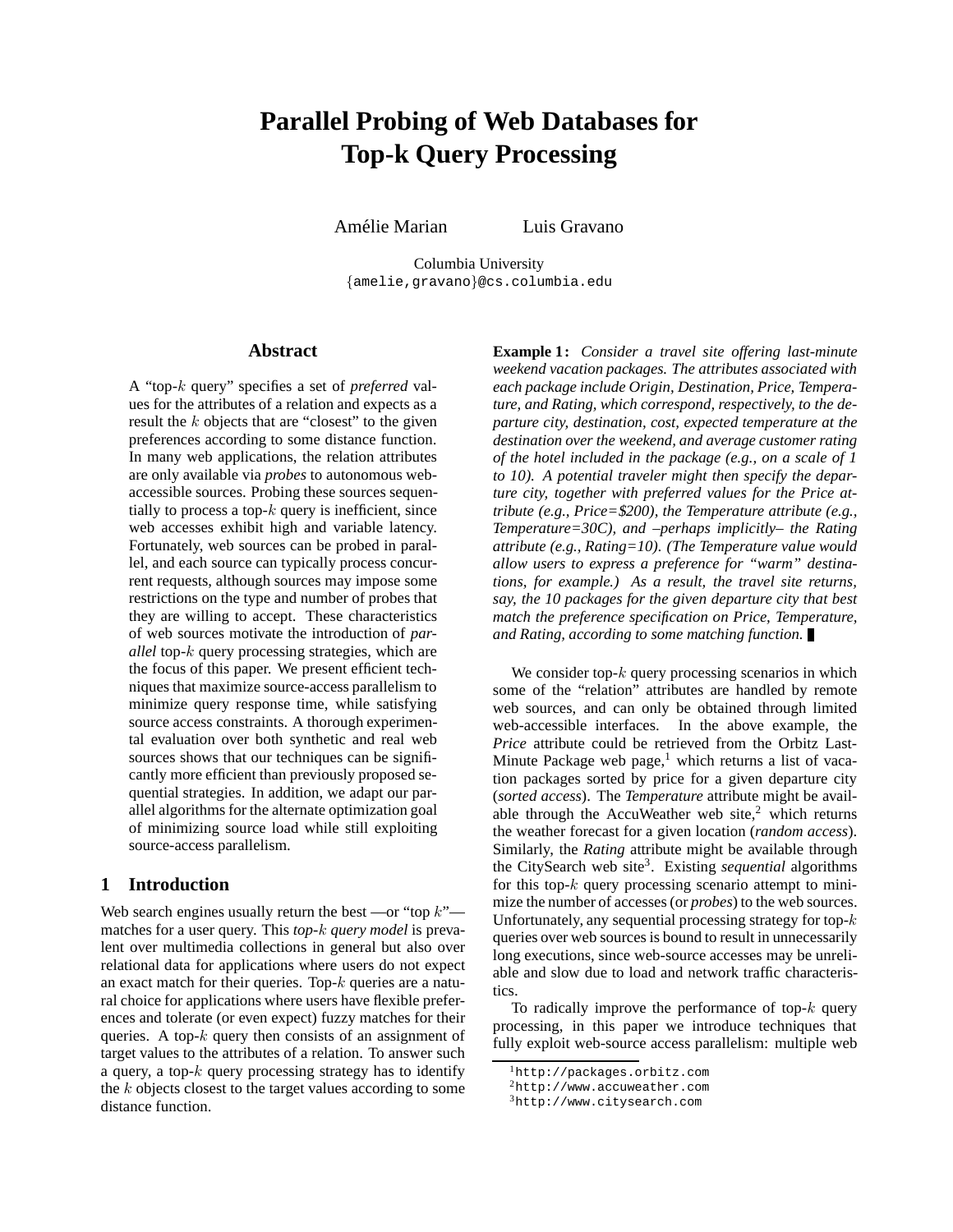# Parallel Probing of Web Databases for Top-k Query Processing

Amélie Marian Luis Gravano

Columbia University
{amelie,gravano}@cs.columbia.edu

## Abstract

A "top-$k$ query" specifies a set of *preferred* values for the attributes of a relation and expects as a result the $k$ objects that are "closest" to the given preferences according to some distance function. In many web applications, the relation attributes are only available via *probes* to autonomous web-accessible sources. Probing these sources sequentially to process a top-$k$ query is inefficient, since web accesses exhibit high and variable latency. Fortunately, web sources can be probed in parallel, and each source can typically process concurrent requests, although sources may impose some restrictions on the type and number of probes that they are willing to accept. These characteristics of web sources motivate the introduction of *parallel* top-$k$ query processing strategies, which are the focus of this paper. We present efficient techniques that maximize source-access parallelism to minimize query response time, while satisfying source access constraints. A thorough experimental evaluation over both synthetic and real web sources shows that our techniques can be significantly more efficient than previously proposed sequential strategies. In addition, we adapt our parallel algorithms for the alternate optimization goal of minimizing source load while still exploiting source-access parallelism.

## 1 Introduction

Web search engines usually return the best —or "top $k$"— matches for a user query. This *top-$k$ query model* is prevalent over multimedia collections in general but also over relational data for applications where users do not expect an exact match for their queries. Top-$k$ queries are a natural choice for applications where users have flexible preferences and tolerate (or even expect) fuzzy matches for their queries. A top-$k$ query then consists of an assignment of target values to the attributes of a relation. To answer such a query, a top-$k$ query processing strategy has to identify the $k$ objects closest to the target values according to some distance function.

**Example 1:** *Consider a travel site offering last-minute weekend vacation packages. The attributes associated with each package include Origin, Destination, Price, Temperature, and Rating, which correspond, respectively, to the departure city, destination, cost, expected temperature at the destination over the weekend, and average customer rating of the hotel included in the package (e.g., on a scale of 1 to 10). A potential traveler might then specify the departure city, together with preferred values for the Price attribute (e.g., Price=\$200), the Temperature attribute (e.g., Temperature=30C), and –perhaps implicitly– the Rating attribute (e.g., Rating=10). (The Temperature value would allow users to express a preference for "warm" destinations, for example.) As a result, the travel site returns, say, the 10 packages for the given departure city that best match the preference specification on Price, Temperature, and Rating, according to some matching function.* ∎

We consider top-$k$ query processing scenarios in which some of the "relation" attributes are handled by remote web sources, and can only be obtained through limited web-accessible interfaces. In the above example, the *Price* attribute could be retrieved from the Orbitz Last-Minute Package web page,[1] which returns a list of vacation packages sorted by price for a given departure city (*sorted access*). The *Temperature* attribute might be available through the AccuWeather web site,[2] which returns the weather forecast for a given location (*random access*). Similarly, the *Rating* attribute might be available through the CitySearch web site[3]. Existing *sequential* algorithms for this top-$k$ query processing scenario attempt to minimize the number of accesses (or *probes*) to the web sources. Unfortunately, any sequential processing strategy for top-$k$ queries over web sources is bound to result in unnecessarily long executions, since web-source accesses may be unreliable and slow due to load and network traffic characteristics.

To radically improve the performance of top-$k$ query processing, in this paper we introduce techniques that fully exploit web-source access parallelism: multiple web

[1] http://packages.orbitz.com
[2] http://www.accuweather.com
[3] http://www.citysearch.com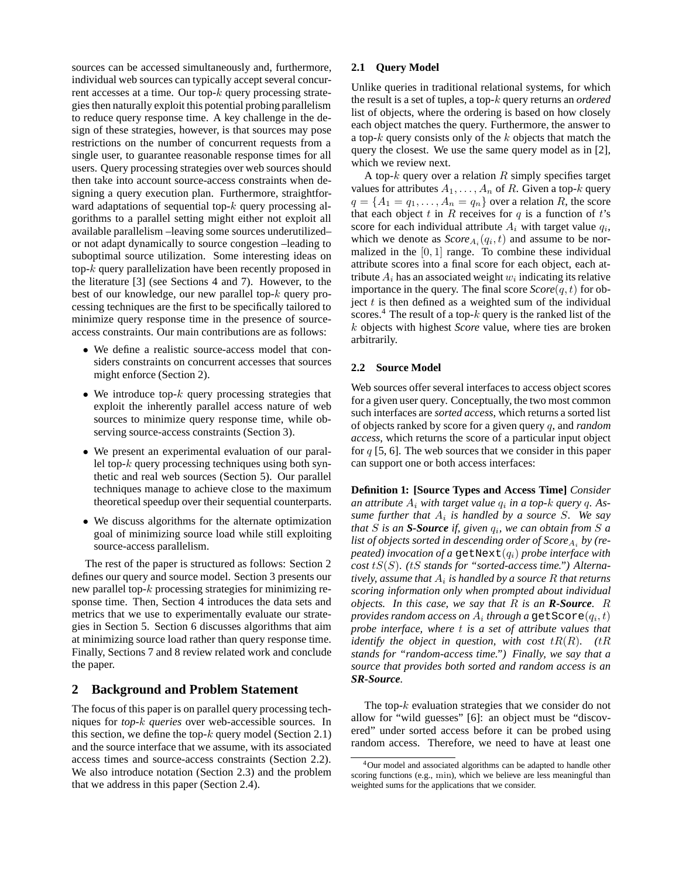sources can be accessed simultaneously and, furthermore, individual web sources can typically accept several concurrent accesses at a time. Our top-$k$ query processing strategies then naturally exploit this potential probing parallelism to reduce query response time. A key challenge in the design of these strategies, however, is that sources may pose restrictions on the number of concurrent requests from a single user, to guarantee reasonable response times for all users. Query processing strategies over web sources should then take into account source-access constraints when designing a query execution plan. Furthermore, straightforward adaptations of sequential top-$k$ query processing algorithms to a parallel setting might either not exploit all available parallelism –leaving some sources underutilized– or not adapt dynamically to source congestion –leading to suboptimal source utilization. Some interesting ideas on top-$k$ query parallelization have been recently proposed in the literature [3] (see Sections 4 and 7). However, to the best of our knowledge, our new parallel top-$k$ query processing techniques are the first to be specifically tailored to minimize query response time in the presence of source-access constraints. Our main contributions are as follows:

- We define a realistic source-access model that considers constraints on concurrent accesses that sources might enforce (Section 2).
- We introduce top-$k$ query processing strategies that exploit the inherently parallel access nature of web sources to minimize query response time, while observing source-access constraints (Section 3).
- We present an experimental evaluation of our parallel top-$k$ query processing techniques using both synthetic and real web sources (Section 5). Our parallel techniques manage to achieve close to the maximum theoretical speedup over their sequential counterparts.
- We discuss algorithms for the alternate optimization goal of minimizing source load while still exploiting source-access parallelism.

The rest of the paper is structured as follows: Section 2 defines our query and source model. Section 3 presents our new parallel top-$k$ processing strategies for minimizing response time. Then, Section 4 introduces the data sets and metrics that we use to experimentally evaluate our strategies in Section 5. Section 6 discusses algorithms that aim at minimizing source load rather than query response time. Finally, Sections 7 and 8 review related work and conclude the paper.

## 2 Background and Problem Statement

The focus of this paper is on parallel query processing techniques for *top-$k$ queries* over web-accessible sources. In this section, we define the top-$k$ query model (Section 2.1) and the source interface that we assume, with its associated access times and source-access constraints (Section 2.2). We also introduce notation (Section 2.3) and the problem that we address in this paper (Section 2.4).

### 2.1 Query Model

Unlike queries in traditional relational systems, for which the result is a set of tuples, a top-$k$ query returns an *ordered* list of objects, where the ordering is based on how closely each object matches the query. Furthermore, the answer to a top-$k$ query consists only of the $k$ objects that match the query the closest. We use the same query model as in [2], which we review next.

A top-$k$ query over a relation $R$ simply specifies target values for attributes $A_1, \ldots, A_n$ of $R$. Given a top-$k$ query $q = \{A_1 = q_1, \ldots, A_n = q_n\}$ over a relation $R$, the score that each object $t$ in $R$ receives for $q$ is a function of $t$'s score for each individual attribute $A_i$ with target value $q_i$, which we denote as $Score_{A_i}(q_i, t)$ and assume to be normalized in the $[0, 1]$ range. To combine these individual attribute scores into a final score for each object, each attribute $A_i$ has an associated weight $w_i$ indicating its relative importance in the query. The final score $Score(q, t)$ for object $t$ is then defined as a weighted sum of the individual scores.[4] The result of a top-$k$ query is the ranked list of the $k$ objects with highest *Score* value, where ties are broken arbitrarily.

### 2.2 Source Model

Web sources offer several interfaces to access object scores for a given user query. Conceptually, the two most common such interfaces are *sorted access*, which returns a sorted list of objects ranked by score for a given query $q$, and *random access*, which returns the score of a particular input object for $q$ [5, 6]. The web sources that we consider in this paper can support one or both access interfaces:

**Definition 1: [Source Types and Access Time]** *Consider an attribute $A_i$ with target value $q_i$ in a top-$k$ query $q$. Assume further that $A_i$ is handled by a source $S$. We say that $S$ is an* ***S-Source*** *if, given $q_i$, we can obtain from $S$ a list of objects sorted in descending order of $Score_{A_i}$ by (repeated) invocation of a* `getNext`$(q_i)$ *probe interface with cost $tS(S)$. ($tS$ stands for "sorted-access time.") Alternatively, assume that $A_i$ is handled by a source $R$ that returns scoring information only when prompted about individual objects. In this case, we say that $R$ is an* ***R-Source****. $R$ provides random access on $A_i$ through a* `getScore`$(q_i, t)$ *probe interface, where $t$ is a set of attribute values that identify the object in question, with cost $tR(R)$. ($tR$ stands for "random-access time.") Finally, we say that a source that provides both sorted and random access is an* ***SR-Source****.*

The top-$k$ evaluation strategies that we consider do not allow for "wild guesses" [6]: an object must be "discovered" under sorted access before it can be probed using random access. Therefore, we need to have at least one

[4] Our model and associated algorithms can be adapted to handle other scoring functions (e.g., min), which we believe are less meaningful than weighted sums for the applications that we consider.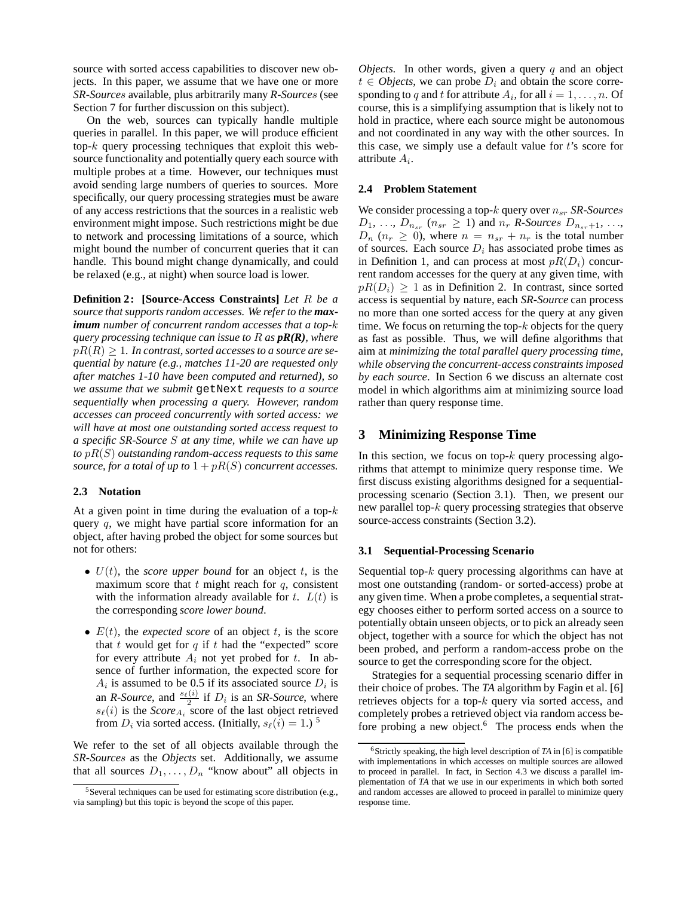source with sorted access capabilities to discover new objects. In this paper, we assume that we have one or more *SR-Sources* available, plus arbitrarily many *R-Sources* (see Section 7 for further discussion on this subject).

On the web, sources can typically handle multiple queries in parallel. In this paper, we will produce efficient top-$k$ query processing techniques that exploit this web-source functionality and potentially query each source with multiple probes at a time. However, our techniques must avoid sending large numbers of queries to sources. More specifically, our query processing strategies must be aware of any access restrictions that the sources in a realistic web environment might impose. Such restrictions might be due to network and processing limitations of a source, which might bound the number of concurrent queries that it can handle. This bound might change dynamically, and could be relaxed (e.g., at night) when source load is lower.

**Definition 2: [Source-Access Constraints]** *Let $R$ be a source that supports random accesses. We refer to the* ***maximum*** *number of concurrent random accesses that a top-$k$ query processing technique can issue to $R$ as* ***pR(R)****, where $pR(R) \geq 1$. In contrast, sorted accesses to a source are sequential by nature (e.g., matches 11-20 are requested only after matches 1-10 have been computed and returned), so we assume that we submit* `getNext` *requests to a source sequentially when processing a query. However, random accesses can proceed concurrently with sorted access: we will have at most one outstanding sorted access request to a specific SR-Source $S$ at any time, while we can have up to $pR(S)$ outstanding random-access requests to this same source, for a total of up to $1 + pR(S)$ concurrent accesses.*

### 2.3 Notation

At a given point in time during the evaluation of a top-$k$ query $q$, we might have partial score information for an object, after having probed the object for some sources but not for others:

- $U(t)$, the *score upper bound* for an object $t$, is the maximum score that $t$ might reach for $q$, consistent with the information already available for $t$. $L(t)$ is the corresponding *score lower bound*.
- $E(t)$, the *expected score* of an object $t$, is the score that $t$ would get for $q$ if $t$ had the "expected" score for every attribute $A_i$ not yet probed for $t$. In absence of further information, the expected score for $A_i$ is assumed to be 0.5 if its associated source $D_i$ is an *R-Source*, and $\frac{s_\ell(i)}{2}$ if $D_i$ is an *SR-Source*, where $s_\ell(i)$ is the *Score*$_{A_i}$ score of the last object retrieved from $D_i$ via sorted access. (Initially, $s_\ell(i) = 1$.) [5]

We refer to the set of all objects available through the *SR-Sources* as the *Objects* set. Additionally, we assume that all sources $D_1, \ldots, D_n$ "know about" all objects in *Objects*. In other words, given a query $q$ and an object $t \in$ *Objects*, we can probe $D_i$ and obtain the score corresponding to $q$ and $t$ for attribute $A_i$, for all $i = 1, \ldots, n$. Of course, this is a simplifying assumption that is likely not to hold in practice, where each source might be autonomous and not coordinated in any way with the other sources. In this case, we simply use a default value for $t$'s score for attribute $A_i$.

[5] Several techniques can be used for estimating score distribution (e.g., via sampling) but this topic is beyond the scope of this paper.

### 2.4 Problem Statement

We consider processing a top-$k$ query over $n_{sr}$ *SR-Sources* $D_1, \ldots, D_{n_{sr}}$ ($n_{sr} \geq 1$) and $n_r$ *R-Sources* $D_{n_{sr}+1}, \ldots, D_n$ ($n_r \geq 0$), where $n = n_{sr} + n_r$ is the total number of sources. Each source $D_i$ has associated probe times as in Definition 1, and can process at most $pR(D_i)$ concurrent random accesses for the query at any given time, with $pR(D_i) \geq 1$ as in Definition 2. In contrast, since sorted access is sequential by nature, each *SR-Source* can process no more than one sorted access for the query at any given time. We focus on returning the top-$k$ objects for the query as fast as possible. Thus, we will define algorithms that aim at *minimizing the total parallel query processing time, while observing the concurrent-access constraints imposed by each source*. In Section 6 we discuss an alternate cost model in which algorithms aim at minimizing source load rather than query response time.

## 3 Minimizing Response Time

In this section, we focus on top-$k$ query processing algorithms that attempt to minimize query response time. We first discuss existing algorithms designed for a sequential-processing scenario (Section 3.1). Then, we present our new parallel top-$k$ query processing strategies that observe source-access constraints (Section 3.2).

### 3.1 Sequential-Processing Scenario

Sequential top-$k$ query processing algorithms can have at most one outstanding (random- or sorted-access) probe at any given time. When a probe completes, a sequential strategy chooses either to perform sorted access on a source to potentially obtain unseen objects, or to pick an already seen object, together with a source for which the object has not been probed, and perform a random-access probe on the source to get the corresponding score for the object.

Strategies for a sequential processing scenario differ in their choice of probes. The *TA* algorithm by Fagin et al. [6] retrieves objects for a top-$k$ query via sorted access, and completely probes a retrieved object via random access before probing a new object.[6] The process ends when the

[6] Strictly speaking, the high level description of *TA* in [6] is compatible with implementations in which accesses on multiple sources are allowed to proceed in parallel. In fact, in Section 4.3 we discuss a parallel implementation of *TA* that we use in our experiments in which both sorted and random accesses are allowed to proceed in parallel to minimize query response time.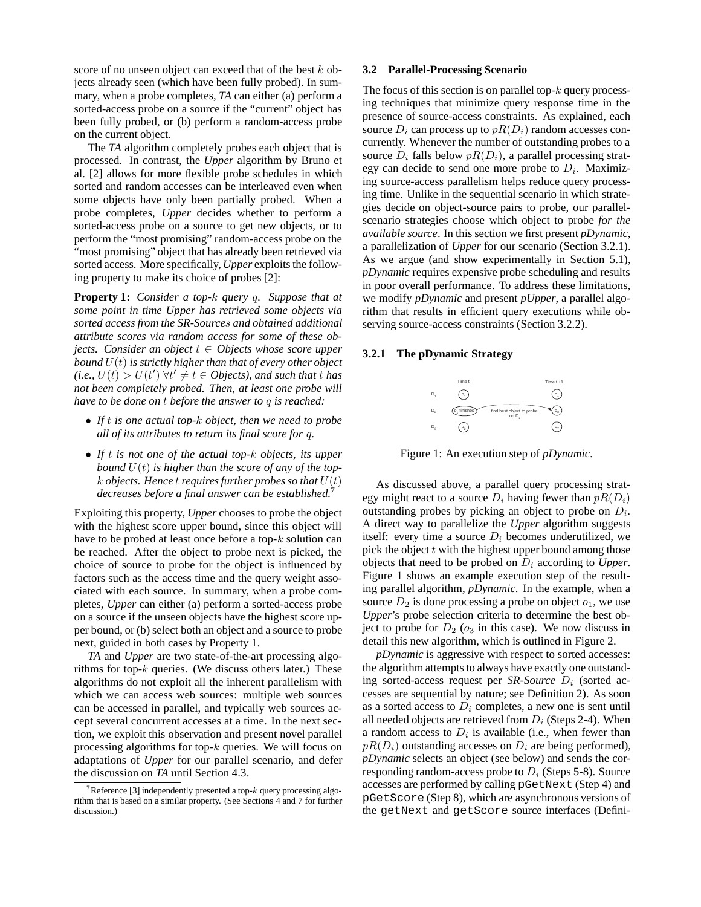score of no unseen object can exceed that of the best $k$ objects already seen (which have been fully probed). In summary, when a probe completes, *TA* can either (a) perform a sorted-access probe on a source if the "current" object has been fully probed, or (b) perform a random-access probe on the current object.

The *TA* algorithm completely probes each object that is processed. In contrast, the *Upper* algorithm by Bruno et al. [2] allows for more flexible probe schedules in which sorted and random accesses can be interleaved even when some objects have only been partially probed. When a probe completes, *Upper* decides whether to perform a sorted-access probe on a source to get new objects, or to perform the "most promising" random-access probe on the "most promising" object that has already been retrieved via sorted access. More specifically, *Upper* exploits the following property to make its choice of probes [2]:

**Property 1:** *Consider a top-$k$ query $q$. Suppose that at some point in time Upper has retrieved some objects via sorted access from the SR-Sources and obtained additional attribute scores via random access for some of these objects. Consider an object $t \in$ Objects whose score upper bound $U(t)$ is strictly higher than that of every other object (i.e., $U(t) > U(t')\ \forall t' \neq t \in$ Objects), and such that $t$ has not been completely probed. Then, at least one probe will have to be done on $t$ before the answer to $q$ is reached:*

- *If $t$ is one actual top-$k$ object, then we need to probe all of its attributes to return its final score for $q$.*
- *If $t$ is not one of the actual top-$k$ objects, its upper bound $U(t)$ is higher than the score of any of the top-$k$ objects. Hence $t$ requires further probes so that $U(t)$ decreases before a final answer can be established.*[7]

Exploiting this property, *Upper* chooses to probe the object with the highest score upper bound, since this object will have to be probed at least once before a top-$k$ solution can be reached. After the object to probe next is picked, the choice of source to probe for the object is influenced by factors such as the access time and the query weight associated with each source. In summary, when a probe completes, *Upper* can either (a) perform a sorted-access probe on a source if the unseen objects have the highest score upper bound, or (b) select both an object and a source to probe next, guided in both cases by Property 1.

*TA* and *Upper* are two state-of-the-art processing algorithms for top-$k$ queries. (We discuss others later.) These algorithms do not exploit all the inherent parallelism with which we can access web sources: multiple web sources can be accessed in parallel, and typically web sources accept several concurrent accesses at a time. In the next section, we exploit this observation and present novel parallel processing algorithms for top-$k$ queries. We will focus on adaptations of *Upper* for our parallel scenario, and defer the discussion on *TA* until Section 4.3.

[7] Reference [3] independently presented a top-$k$ query processing algorithm that is based on a similar property. (See Sections 4 and 7 for further discussion.)

### 3.2 Parallel-Processing Scenario

The focus of this section is on parallel top-$k$ query processing techniques that minimize query response time in the presence of source-access constraints. As explained, each source $D_i$ can process up to $pR(D_i)$ random accesses concurrently. Whenever the number of outstanding probes to a source $D_i$ falls below $pR(D_i)$, a parallel processing strategy can decide to send one more probe to $D_i$. Maximizing source-access parallelism helps reduce query processing time. Unlike in the sequential scenario in which strategies decide on object-source pairs to probe, our parallel-scenario strategies choose which object to probe *for the available source*. In this section we first present *pDynamic*, a parallelization of *Upper* for our scenario (Section 3.2.1). As we argue (and show experimentally in Section 5.1), *pDynamic* requires expensive probe scheduling and results in poor overall performance. To address these limitations, we modify *pDynamic* and present *pUpper*, a parallel algorithm that results in efficient query executions while observing source-access constraints (Section 3.2.2).

#### 3.2.1 The pDynamic Strategy

Figure 1: An execution step of *pDynamic*.

As discussed above, a parallel query processing strategy might react to a source $D_i$ having fewer than $pR(D_i)$ outstanding probes by picking an object to probe on $D_i$. A direct way to parallelize the *Upper* algorithm suggests itself: every time a source $D_i$ becomes underutilized, we pick the object $t$ with the highest upper bound among those objects that need to be probed on $D_i$ according to *Upper*. Figure 1 shows an example execution step of the resulting parallel algorithm, *pDynamic*. In the example, when a source $D_2$ is done processing a probe on object $o_1$, we use *Upper*'s probe selection criteria to determine the best object to probe for $D_2$ ($o_3$ in this case). We now discuss in detail this new algorithm, which is outlined in Figure 2.

*pDynamic* is aggressive with respect to sorted accesses: the algorithm attempts to always have exactly one outstanding sorted-access request per *SR-Source* $D_i$ (sorted accesses are sequential by nature; see Definition 2). As soon as a sorted access to $D_i$ completes, a new one is sent until all needed objects are retrieved from $D_i$ (Steps 2-4). When a random access to $D_i$ is available (i.e., when fewer than $pR(D_i)$ outstanding accesses on $D_i$ are being performed), *pDynamic* selects an object (see below) and sends the corresponding random-access probe to $D_i$ (Steps 5-8). Source accesses are performed by calling `pGetNext` (Step 4) and `pGetScore` (Step 8), which are asynchronous versions of the `getNext` and `getScore` source interfaces (Defini-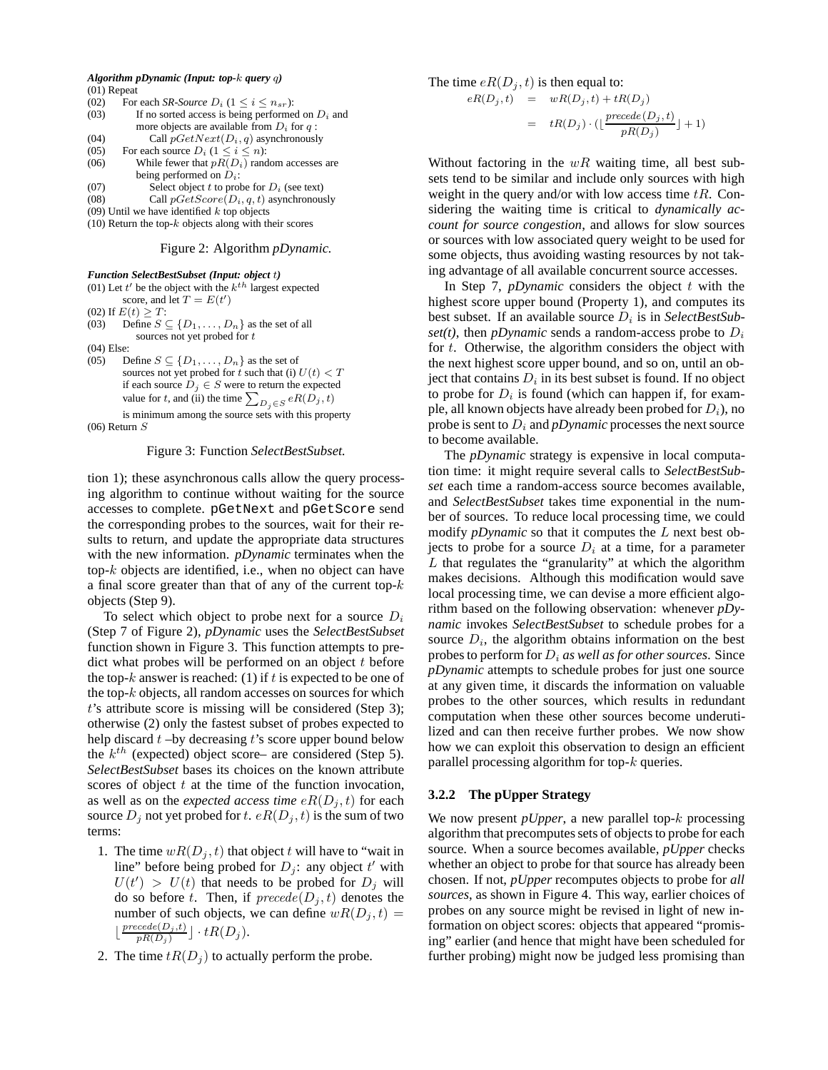***Algorithm pDynamic (Input: top-$k$ query $q$)***

```
(01) Repeat
(02)    For each SR-Source D_i (1 ≤ i ≤ n_sr):
(03)       If no sorted access is being performed on D_i and
           more objects are available from D_i for q :
(04)          Call pGetNext(D_i, q) asynchronously
(05)    For each source D_i (1 ≤ i ≤ n):
(06)       While fewer that pR(D_i) random accesses are
           being performed on D_i:
(07)          Select object t to probe for D_i (see text)
(08)          Call pGetScore(D_i, q, t) asynchronously
(09) Until we have identified k top objects
(10) Return the top-k objects along with their scores
```

Figure 2: Algorithm *pDynamic*.

***Function SelectBestSubset (Input: object $t$)***

```
(01) Let t' be the object with the k^th largest expected
     score, and let T = E(t')
(02) If E(t) ≥ T:
(03)    Define S ⊆ {D_1, ..., D_n} as the set of all
        sources not yet probed for t
(04) Else:
(05)    Define S ⊆ {D_1, ..., D_n} as the set of
        sources not yet probed for t such that (i) U(t) < T
        if each source D_j ∈ S were to return the expected
        value for t, and (ii) the time Σ_{D_j ∈ S} eR(D_j, t)
        is minimum among the source sets with this property
(06) Return S
```

Figure 3: Function *SelectBestSubset*.

tion 1); these asynchronous calls allow the query processing algorithm to continue without waiting for the source accesses to complete. pGetNext and pGetScore send the corresponding probes to the sources, wait for their results to return, and update the appropriate data structures with the new information. *pDynamic* terminates when the top-$k$ objects are identified, i.e., when no object can have a final score greater than that of any of the current top-$k$ objects (Step 9).

To select which object to probe next for a source $D_i$ (Step 7 of Figure 2), *pDynamic* uses the *SelectBestSubset* function shown in Figure 3. This function attempts to predict what probes will be performed on an object $t$ before the top-$k$ answer is reached: (1) if $t$ is expected to be one of the top-$k$ objects, all random accesses on sources for which $t$'s attribute score is missing will be considered (Step 3); otherwise (2) only the fastest subset of probes expected to help discard $t$ –by decreasing $t$'s score upper bound below the $k^{th}$ (expected) object score– are considered (Step 5). *SelectBestSubset* bases its choices on the known attribute scores of object $t$ at the time of the function invocation, as well as on the *expected access time* $eR(D_j, t)$ for each source $D_j$ not yet probed for $t$. $eR(D_j, t)$ is the sum of two terms:

1. The time $wR(D_j, t)$ that object $t$ will have to "wait in line" before being probed for $D_j$: any object $t'$ with $U(t') > U(t)$ that needs to be probed for $D_j$ will do so before $t$. Then, if $precede(D_j, t)$ denotes the number of such objects, we can define $wR(D_j, t) = \lfloor \frac{precede(D_j,t)}{pR(D_j)} \rfloor \cdot tR(D_j)$.
2. The time $tR(D_j)$ to actually perform the probe.

The time $eR(D_j, t)$ is then equal to:

$$
\begin{aligned}
eR(D_j, t) &= wR(D_j, t) + tR(D_j) \\
&= tR(D_j) \cdot (\lfloor \frac{precede(D_j, t)}{pR(D_j)} \rfloor + 1)
\end{aligned}
$$

Without factoring in the $wR$ waiting time, all best subsets tend to be similar and include only sources with high weight in the query and/or with low access time $tR$. Considering the waiting time is critical to *dynamically account for source congestion*, and allows for slow sources or sources with low associated query weight to be used for some objects, thus avoiding wasting resources by not taking advantage of all available concurrent source accesses.

In Step 7, *pDynamic* considers the object $t$ with the highest score upper bound (Property 1), and computes its best subset. If an available source $D_i$ is in *SelectBestSubset(t)*, then *pDynamic* sends a random-access probe to $D_i$ for $t$. Otherwise, the algorithm considers the object with the next highest score upper bound, and so on, until an object that contains $D_i$ in its best subset is found. If no object to probe for $D_i$ is found (which can happen if, for example, all known objects have already been probed for $D_i$), no probe is sent to $D_i$ and *pDynamic* processes the next source to become available.

The *pDynamic* strategy is expensive in local computation time: it might require several calls to *SelectBestSubset* each time a random-access source becomes available, and *SelectBestSubset* takes time exponential in the number of sources. To reduce local processing time, we could modify *pDynamic* so that it computes the $L$ next best objects to probe for a source $D_i$ at a time, for a parameter $L$ that regulates the "granularity" at which the algorithm makes decisions. Although this modification would save local processing time, we can devise a more efficient algorithm based on the following observation: whenever *pDynamic* invokes *SelectBestSubset* to schedule probes for a source $D_i$, the algorithm obtains information on the best probes to perform for $D_i$ *as well as for other sources*. Since *pDynamic* attempts to schedule probes for just one source at any given time, it discards the information on valuable probes to the other sources, which results in redundant computation when these other sources become underutilized and can then receive further probes. We now show how we can exploit this observation to design an efficient parallel processing algorithm for top-$k$ queries.

### 3.2.2 The pUpper Strategy

We now present *pUpper*, a new parallel top-$k$ processing algorithm that precomputes sets of objects to probe for each source. When a source becomes available, *pUpper* checks whether an object to probe for that source has already been chosen. If not, *pUpper* recomputes objects to probe for *all sources*, as shown in Figure 4. This way, earlier choices of probes on any source might be revised in light of new information on object scores: objects that appeared "promising" earlier (and hence that might have been scheduled for further probing) might now be judged less promising than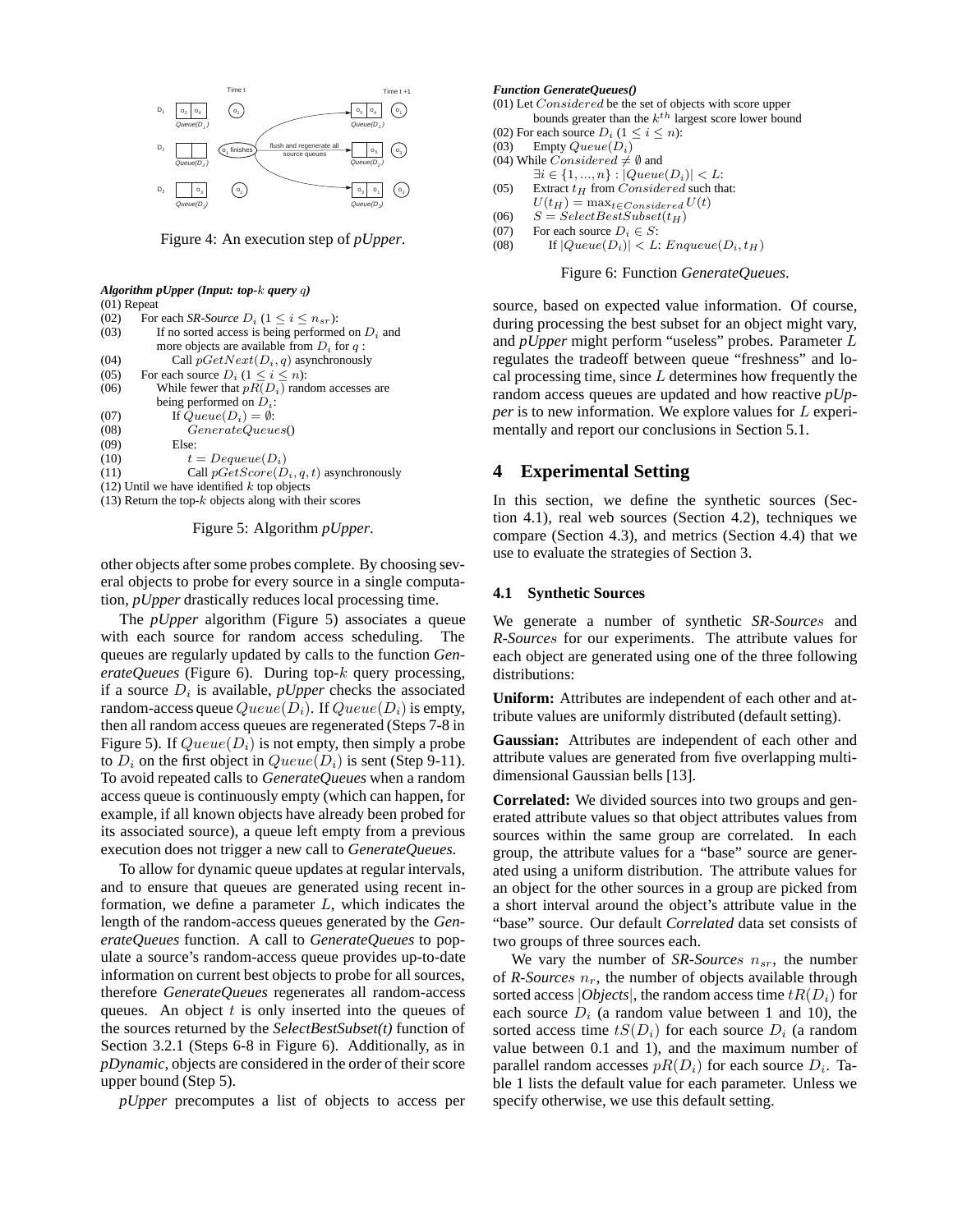Figure 4: An execution step of *pUpper*.

***Algorithm pUpper (Input: top-$k$ query $q$)***

(01) Repeat
(02) For each *SR-Source* $D_i$ ($1 \leq i \leq n_{sr}$):
(03) If no sorted access is being performed on $D_i$ and more objects are available from $D_i$ for $q$ :
(04) Call $pGetNext(D_i, q)$ asynchronously
(05) For each source $D_i$ ($1 \leq i \leq n$):
(06) While fewer that $pR(D_i)$ random accesses are being performed on $D_i$:
(07) If $Queue(D_i) = \emptyset$:
(08) $GenerateQueues()$
(09) Else:
(10) $t = Dequeue(D_i)$
(11) Call $pGetScore(D_i, q, t)$ asynchronously
(12) Until we have identified $k$ top objects
(13) Return the top-$k$ objects along with their scores

Figure 5: Algorithm *pUpper*.

other objects after some probes complete. By choosing several objects to probe for every source in a single computation, *pUpper* drastically reduces local processing time.

The *pUpper* algorithm (Figure 5) associates a queue with each source for random access scheduling. The queues are regularly updated by calls to the function *GenerateQueues* (Figure 6). During top-$k$ query processing, if a source $D_i$ is available, *pUpper* checks the associated random-access queue $Queue(D_i)$. If $Queue(D_i)$ is empty, then all random access queues are regenerated (Steps 7-8 in Figure 5). If $Queue(D_i)$ is not empty, then simply a probe to $D_i$ on the first object in $Queue(D_i)$ is sent (Step 9-11). To avoid repeated calls to *GenerateQueues* when a random access queue is continuously empty (which can happen, for example, if all known objects have already been probed for its associated source), a queue left empty from a previous execution does not trigger a new call to *GenerateQueues*.

To allow for dynamic queue updates at regular intervals, and to ensure that queues are generated using recent information, we define a parameter $L$, which indicates the length of the random-access queues generated by the *GenerateQueues* function. A call to *GenerateQueues* to populate a source's random-access queue provides up-to-date information on current best objects to probe for all sources, therefore *GenerateQueues* regenerates all random-access queues. An object $t$ is only inserted into the queues of the sources returned by the ***SelectBestSubset(t)*** function of Section 3.2.1 (Steps 6-8 in Figure 6). Additionally, as in *pDynamic*, objects are considered in the order of their score upper bound (Step 5).

*pUpper* precomputes a list of objects to access per

***Function GenerateQueues()***

(01) Let $Considered$ be the set of objects with score upper bounds greater than the $k^{th}$ largest score lower bound
(02) For each source $D_i$ ($1 \leq i \leq n$):
(03) Empty $Queue(D_i)$
(04) While $Considered \neq \emptyset$ and $\exists i \in \{1, ..., n\} : |Queue(D_i)| < L$:
(05) Extract $t_H$ from $Considered$ such that: $U(t_H) = \max_{t \in Considered} U(t)$
(06) $S = SelectBestSubset(t_H)$
(07) For each source $D_i \in S$:
(08) If $|Queue(D_i)| < L$: $Enqueue(D_i, t_H)$

Figure 6: Function *GenerateQueues*.

source, based on expected value information. Of course, during processing the best subset for an object might vary, and *pUpper* might perform "useless" probes. Parameter $L$ regulates the tradeoff between queue "freshness" and local processing time, since $L$ determines how frequently the random access queues are updated and how reactive *pUpper* is to new information. We explore values for $L$ experimentally and report our conclusions in Section 5.1.

## 4 Experimental Setting

In this section, we define the synthetic sources (Section 4.1), real web sources (Section 4.2), techniques we compare (Section 4.3), and metrics (Section 4.4) that we use to evaluate the strategies of Section 3.

### 4.1 Synthetic Sources

We generate a number of synthetic *SR-Sources* and *R-Sources* for our experiments. The attribute values for each object are generated using one of the three following distributions:

**Uniform:** Attributes are independent of each other and attribute values are uniformly distributed (default setting).

**Gaussian:** Attributes are independent of each other and attribute values are generated from five overlapping multidimensional Gaussian bells [13].

**Correlated:** We divided sources into two groups and generated attribute values so that object attributes values from sources within the same group are correlated. In each group, the attribute values for a "base" source are generated using a uniform distribution. The attribute values for an object for the other sources in a group are picked from a short interval around the object's attribute value in the "base" source. Our default *Correlated* data set consists of two groups of three sources each.

We vary the number of ***SR-Sources*** $n_{sr}$, the number of ***R-Sources*** $n_r$, the number of objects available through sorted access $|Objects|$, the random access time $tR(D_i)$ for each source $D_i$ (a random value between 1 and 10), the sorted access time $tS(D_i)$ for each source $D_i$ (a random value between 0.1 and 1), and the maximum number of parallel random accesses $pR(D_i)$ for each source $D_i$. Table 1 lists the default value for each parameter. Unless we specify otherwise, we use this default setting.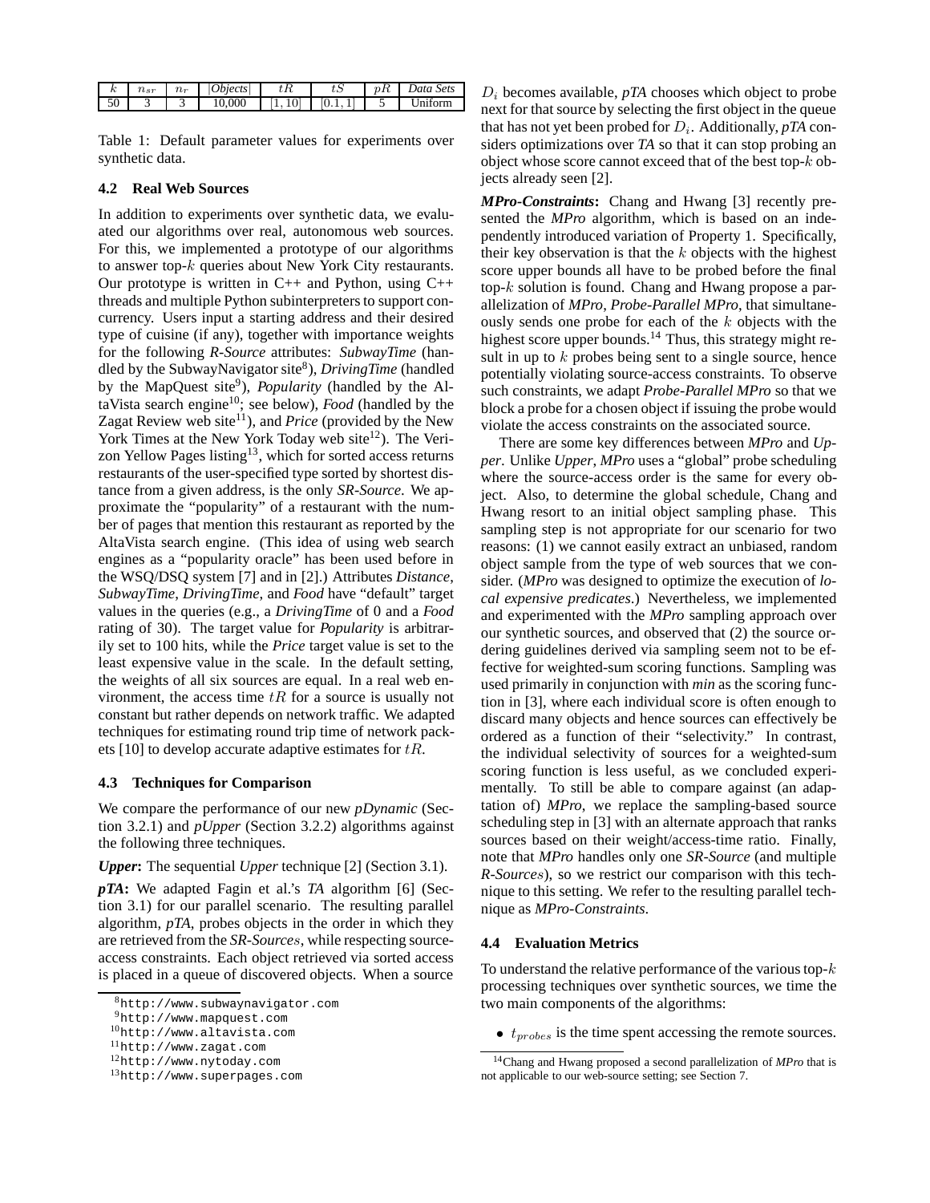| $k$ | $n_{sr}$ | $n_r$ | $\|Objects\|$ | $tR$ | $tS$ | $pR$ | *Data Sets* |
|---|---|---|---|---|---|---|---|
| 50 | 3 | 3 | 10,000 | $[1, 10]$ | $[0.1, 1]$ | 5 | Uniform |

Table 1: Default parameter values for experiments over synthetic data.

### 4.2 Real Web Sources

In addition to experiments over synthetic data, we evaluated our algorithms over real, autonomous web sources. For this, we implemented a prototype of our algorithms to answer top-$k$ queries about New York City restaurants. Our prototype is written in C++ and Python, using C++ threads and multiple Python subinterpreters to support concurrency. Users input a starting address and their desired type of cuisine (if any), together with importance weights for the following *R-Source* attributes: *SubwayTime* (handled by the SubwayNavigator site[8]), *DrivingTime* (handled by the MapQuest site[9]), *Popularity* (handled by the AltaVista search engine[10]; see below), *Food* (handled by the Zagat Review web site[11]), and *Price* (provided by the New York Times at the New York Today web site[12]). The Verizon Yellow Pages listing[13], which for sorted access returns restaurants of the user-specified type sorted by shortest distance from a given address, is the only *SR-Source*. We approximate the "popularity" of a restaurant with the number of pages that mention this restaurant as reported by the AltaVista search engine. (This idea of using web search engines as a "popularity oracle" has been used before in the WSQ/DSQ system [7] and in [2].) Attributes *Distance*, *SubwayTime*, *DrivingTime*, and *Food* have "default" target values in the queries (e.g., a *DrivingTime* of 0 and a *Food* rating of 30). The target value for *Popularity* is arbitrarily set to 100 hits, while the *Price* target value is set to the least expensive value in the scale. In the default setting, the weights of all six sources are equal. In a real web environment, the access time $tR$ for a source is usually not constant but rather depends on network traffic. We adapted techniques for estimating round trip time of network packets [10] to develop accurate adaptive estimates for $tR$.

### 4.3 Techniques for Comparison

We compare the performance of our new *pDynamic* (Section 3.2.1) and *pUpper* (Section 3.2.2) algorithms against the following three techniques.

***Upper*:** The sequential *Upper* technique [2] (Section 3.1).

***pTA*:** We adapted Fagin et al.'s *TA* algorithm [6] (Section 3.1) for our parallel scenario. The resulting parallel algorithm, *pTA*, probes objects in the order in which they are retrieved from the *SR-Sources*, while respecting source-access constraints. Each object retrieved via sorted access is placed in a queue of discovered objects. When a source $D_i$ becomes available, *pTA* chooses which object to probe next for that source by selecting the first object in the queue that has not yet been probed for $D_i$. Additionally, *pTA* considers optimizations over *TA* so that it can stop probing an object whose score cannot exceed that of the best top-$k$ objects already seen [2].

***MPro-Constraints*:** Chang and Hwang [3] recently presented the *MPro* algorithm, which is based on an independently introduced variation of Property 1. Specifically, their key observation is that the $k$ objects with the highest score upper bounds all have to be probed before the final top-$k$ solution is found. Chang and Hwang propose a parallelization of *MPro*, *Probe-Parallel MPro*, that simultaneously sends one probe for each of the $k$ objects with the highest score upper bounds.[14] Thus, this strategy might result in up to $k$ probes being sent to a single source, hence potentially violating source-access constraints. To observe such constraints, we adapt *Probe-Parallel MPro* so that we block a probe for a chosen object if issuing the probe would violate the access constraints on the associated source.

There are some key differences between *MPro* and *Upper*. Unlike *Upper*, *MPro* uses a "global" probe scheduling where the source-access order is the same for every object. Also, to determine the global schedule, Chang and Hwang resort to an initial object sampling phase. This sampling step is not appropriate for our scenario for two reasons: (1) we cannot easily extract an unbiased, random object sample from the type of web sources that we consider. (*MPro* was designed to optimize the execution of *local expensive predicates*.) Nevertheless, we implemented and experimented with the *MPro* sampling approach over our synthetic sources, and observed that (2) the source ordering guidelines derived via sampling seem not to be effective for weighted-sum scoring functions. Sampling was used primarily in conjunction with *min* as the scoring function in [3], where each individual score is often enough to discard many objects and hence sources can effectively be ordered as a function of their "selectivity." In contrast, the individual selectivity of sources for a weighted-sum scoring function is less useful, as we concluded experimentally. To still be able to compare against (an adaptation of) *MPro*, we replace the sampling-based source scheduling step in [3] with an alternate approach that ranks sources based on their weight/access-time ratio. Finally, note that *MPro* handles only one *SR-Source* (and multiple *R-Sources*), so we restrict our comparison with this technique to this setting. We refer to the resulting parallel technique as *MPro-Constraints*.

### 4.4 Evaluation Metrics

To understand the relative performance of the various top-$k$ processing techniques over synthetic sources, we time the two main components of the algorithms:

- $t_{probes}$ is the time spent accessing the remote sources.

---

[8] http://www.subwaynavigator.com

[9] http://www.mapquest.com

[10] http://www.altavista.com

[11] http://www.zagat.com

[12] http://www.nytoday.com

[13] http://www.superpages.com

[14] Chang and Hwang proposed a second parallelization of *MPro* that is not applicable to our web-source setting; see Section 7.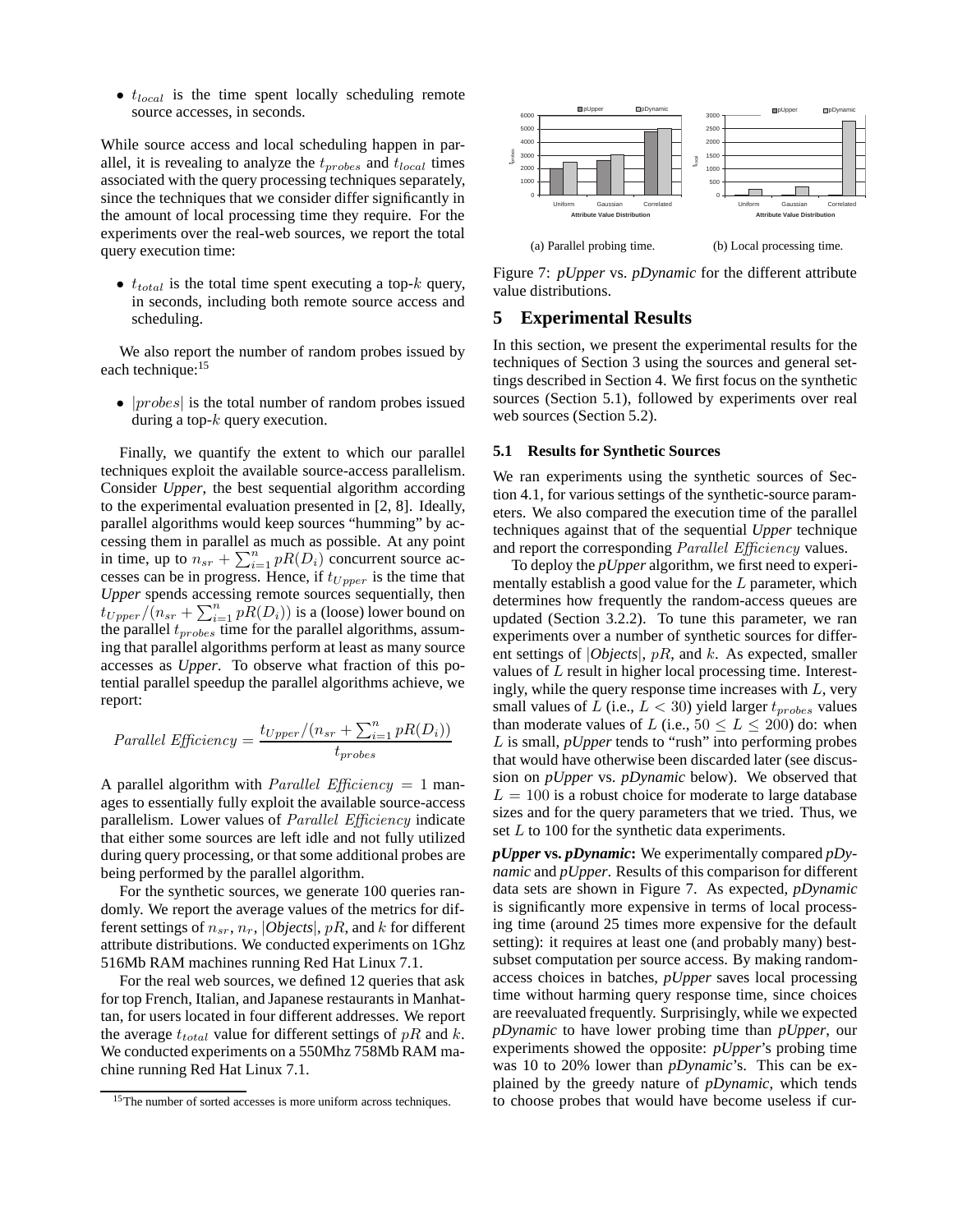- $t_{local}$ is the time spent locally scheduling remote source accesses, in seconds.

While source access and local scheduling happen in parallel, it is revealing to analyze the $t_{probes}$ and $t_{local}$ times associated with the query processing techniques separately, since the techniques that we consider differ significantly in the amount of local processing time they require. For the experiments over the real-web sources, we report the total query execution time:

- $t_{total}$ is the total time spent executing a top-$k$ query, in seconds, including both remote source access and scheduling.

We also report the number of random probes issued by each technique:[15]

- $|probes|$ is the total number of random probes issued during a top-$k$ query execution.

Finally, we quantify the extent to which our parallel techniques exploit the available source-access parallelism. Consider *Upper*, the best sequential algorithm according to the experimental evaluation presented in [2, 8]. Ideally, parallel algorithms would keep sources "humming" by accessing them in parallel as much as possible. At any point in time, up to $n_{sr} + \sum_{i=1}^{n} pR(D_i)$ concurrent source accesses can be in progress. Hence, if $t_{Upper}$ is the time that *Upper* spends accessing remote sources sequentially, then $t_{Upper}/(n_{sr} + \sum_{i=1}^{n} pR(D_i))$ is a (loose) lower bound on the parallel $t_{probes}$ time for the parallel algorithms, assuming that parallel algorithms perform at least as many source accesses as *Upper*. To observe what fraction of this potential parallel speedup the parallel algorithms achieve, we report:

$$Parallel\ Efficiency = \frac{t_{Upper}/(n_{sr} + \sum_{i=1}^{n} pR(D_i))}{t_{probes}}$$

A parallel algorithm with $Parallel\ Efficiency = 1$ manages to essentially fully exploit the available source-access parallelism. Lower values of $Parallel\ Efficiency$ indicate that either some sources are left idle and not fully utilized during query processing, or that some additional probes are being performed by the parallel algorithm.

For the synthetic sources, we generate 100 queries randomly. We report the average values of the metrics for different settings of $n_{sr}$, $n_r$, $|Objects|$, $pR$, and $k$ for different attribute distributions. We conducted experiments on 1Ghz 516Mb RAM machines running Red Hat Linux 7.1.

For the real web sources, we defined 12 queries that ask for top French, Italian, and Japanese restaurants in Manhattan, for users located in four different addresses. We report the average $t_{total}$ value for different settings of $pR$ and $k$. We conducted experiments on a 550Mhz 758Mb RAM machine running Red Hat Linux 7.1.

[15] The number of sorted accesses is more uniform across techniques.

(a) Parallel probing time. (b) Local processing time.

Figure 7: *pUpper* vs. *pDynamic* for the different attribute value distributions.

## 5 Experimental Results

In this section, we present the experimental results for the techniques of Section 3 using the sources and general settings described in Section 4. We first focus on the synthetic sources (Section 5.1), followed by experiments over real web sources (Section 5.2).

### 5.1 Results for Synthetic Sources

We ran experiments using the synthetic sources of Section 4.1, for various settings of the synthetic-source parameters. We also compared the execution time of the parallel techniques against that of the sequential *Upper* technique and report the corresponding $Parallel\ Efficiency$ values.

To deploy the *pUpper* algorithm, we first need to experimentally establish a good value for the $L$ parameter, which determines how frequently the random-access queues are updated (Section 3.2.2). To tune this parameter, we ran experiments over a number of synthetic sources for different settings of $|Objects|$, $pR$, and $k$. As expected, smaller values of $L$ result in higher local processing time. Interestingly, while the query response time increases with $L$, very small values of $L$ (i.e., $L < 30$) yield larger $t_{probes}$ values than moderate values of $L$ (i.e., $50 \leq L \leq 200$) do: when $L$ is small, *pUpper* tends to "rush" into performing probes that would have otherwise been discarded later (see discussion on *pUpper* vs. *pDynamic* below). We observed that $L = 100$ is a robust choice for moderate to large database sizes and for the query parameters that we tried. Thus, we set $L$ to 100 for the synthetic data experiments.

***pUpper* vs. *pDynamic*:** We experimentally compared *pDynamic* and *pUpper*. Results of this comparison for different data sets are shown in Figure 7. As expected, *pDynamic* is significantly more expensive in terms of local processing time (around 25 times more expensive for the default setting): it requires at least one (and probably many) best-subset computation per source access. By making random-access choices in batches, *pUpper* saves local processing time without harming query response time, since choices are reevaluated frequently. Surprisingly, while we expected *pDynamic* to have lower probing time than *pUpper*, our experiments showed the opposite: *pUpper*'s probing time was 10 to 20% lower than *pDynamic*'s. This can be explained by the greedy nature of *pDynamic*, which tends to choose probes that would have become useless if cur-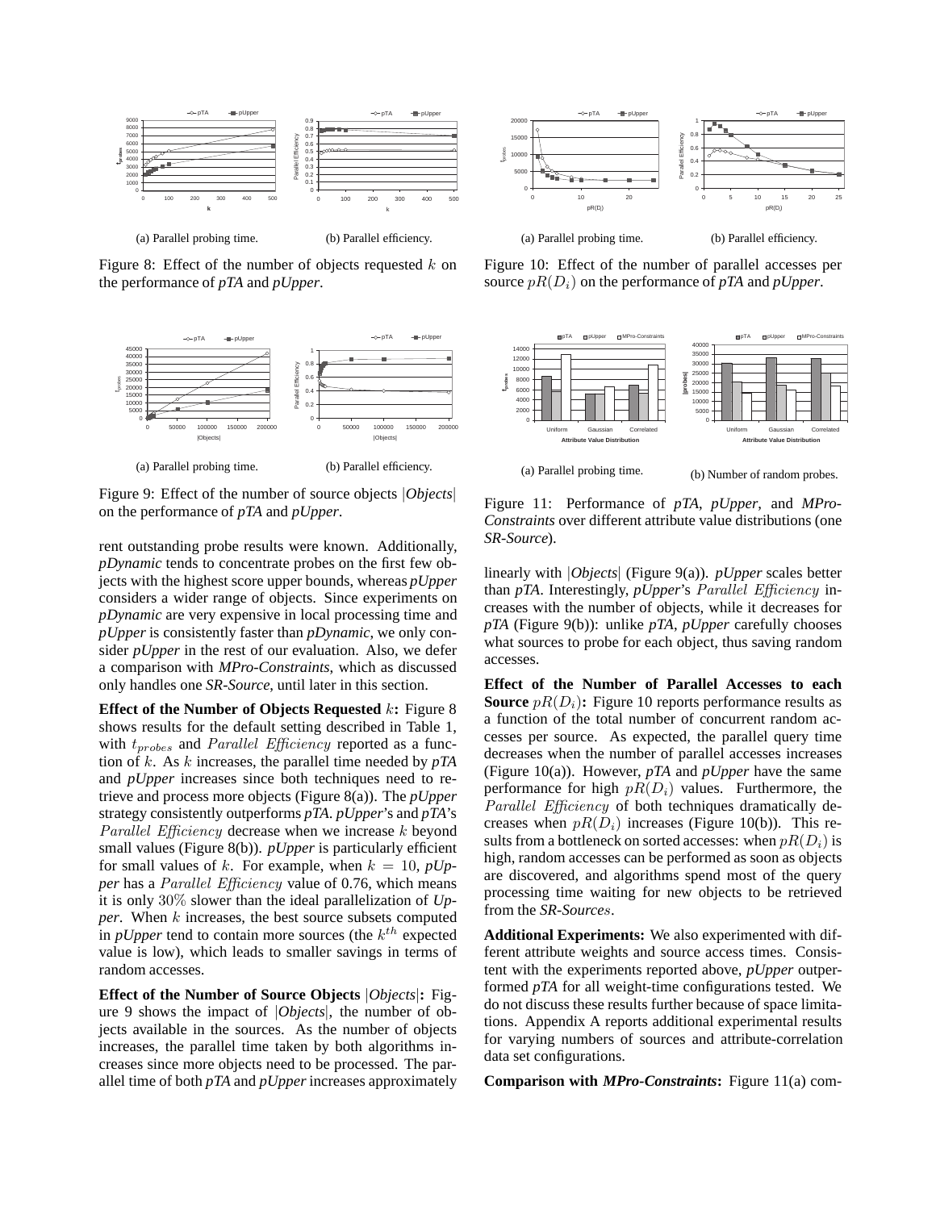(a) Parallel probing time.

(b) Parallel efficiency.

Figure 8: Effect of the number of objects requested $k$ on the performance of *pTA* and *pUpper*.

(a) Parallel probing time.

(b) Parallel efficiency.

Figure 9: Effect of the number of source objects $|Objects|$ on the performance of *pTA* and *pUpper*.

rent outstanding probe results were known. Additionally, *pDynamic* tends to concentrate probes on the first few objects with the highest score upper bounds, whereas *pUpper* considers a wider range of objects. Since experiments on *pDynamic* are very expensive in local processing time and *pUpper* is consistently faster than *pDynamic*, we only consider *pUpper* in the rest of our evaluation. Also, we defer a comparison with *MPro-Constraints*, which as discussed only handles one *SR-Source*, until later in this section.

**Effect of the Number of Objects Requested** $k$**:** Figure 8 shows results for the default setting described in Table 1, with $t_{probes}$ and $Parallel\ Efficiency$ reported as a function of $k$. As $k$ increases, the parallel time needed by *pTA* and *pUpper* increases since both techniques need to retrieve and process more objects (Figure 8(a)). The *pUpper* strategy consistently outperforms *pTA*. *pUpper*'s and *pTA*'s $Parallel\ Efficiency$ decrease when we increase $k$ beyond small values (Figure 8(b)). *pUpper* is particularly efficient for small values of $k$. For example, when $k = 10$, *pUpper* has a $Parallel\ Efficiency$ value of 0.76, which means it is only 30% slower than the ideal parallelization of *Upper*. When $k$ increases, the best source subsets computed in *pUpper* tend to contain more sources (the $k^{th}$ expected value is low), which leads to smaller savings in terms of random accesses.

**Effect of the Number of Source Objects** $|Objects|$**:** Figure 9 shows the impact of $|Objects|$, the number of objects available in the sources. As the number of objects increases, the parallel time taken by both algorithms increases since more objects need to be processed. The parallel time of both *pTA* and *pUpper* increases approximately linearly with $|Objects|$ (Figure 9(a)). *pUpper* scales better than *pTA*. Interestingly, *pUpper*'s $Parallel\ Efficiency$ increases with the number of objects, while it decreases for *pTA* (Figure 9(b)): unlike *pTA*, *pUpper* carefully chooses what sources to probe for each object, thus saving random accesses.

(a) Parallel probing time.

(b) Parallel efficiency.

Figure 10: Effect of the number of parallel accesses per source $pR(D_i)$ on the performance of *pTA* and *pUpper*.

(a) Parallel probing time.

(b) Number of random probes.

Figure 11: Performance of *pTA*, *pUpper*, and *MPro-Constraints* over different attribute value distributions (one *SR-Source*).

**Effect of the Number of Parallel Accesses to each Source** $pR(D_i)$**:** Figure 10 reports performance results as a function of the total number of concurrent random accesses per source. As expected, the parallel query time decreases when the number of parallel accesses increases (Figure 10(a)). However, *pTA* and *pUpper* have the same performance for high $pR(D_i)$ values. Furthermore, the $Parallel\ Efficiency$ of both techniques dramatically decreases when $pR(D_i)$ increases (Figure 10(b)). This results from a bottleneck on sorted accesses: when $pR(D_i)$ is high, random accesses can be performed as soon as objects are discovered, and algorithms spend most of the query processing time waiting for new objects to be retrieved from the *SR-Sources*.

**Additional Experiments:** We also experimented with different attribute weights and source access times. Consistent with the experiments reported above, *pUpper* outperformed *pTA* for all weight-time configurations tested. We do not discuss these results further because of space limitations. Appendix A reports additional experimental results for varying numbers of sources and attribute-correlation data set configurations.

**Comparison with *MPro-Constraints*:** Figure 11(a) com-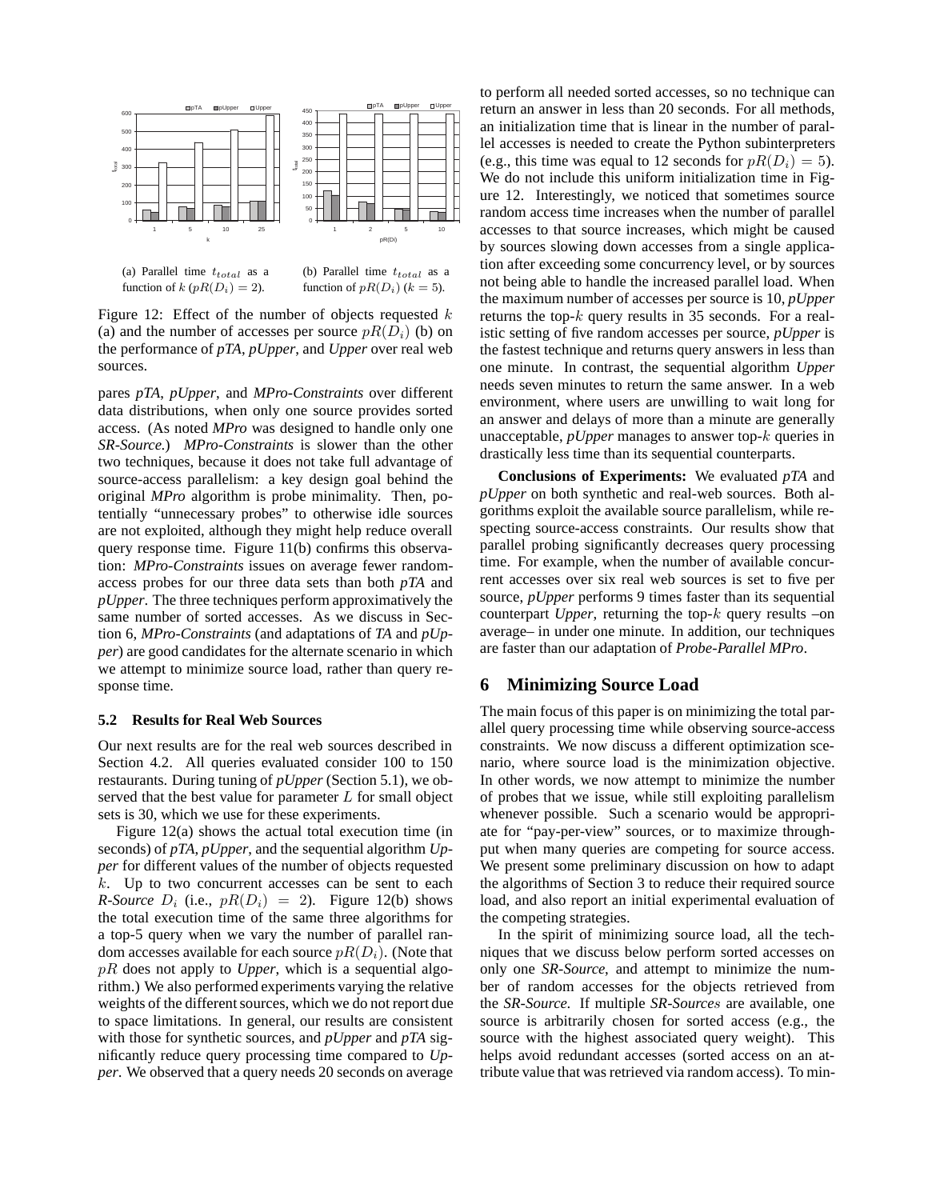(a) Parallel time $t_{total}$ as a function of $k$ ($pR(D_i) = 2$).

(b) Parallel time $t_{total}$ as a function of $pR(D_i)$ ($k = 5$).

Figure 12: Effect of the number of objects requested $k$ (a) and the number of accesses per source $pR(D_i)$ (b) on the performance of *pTA*, *pUpper*, and *Upper* over real web sources.

pares *pTA*, *pUpper*, and *MPro-Constraints* over different data distributions, when only one source provides sorted access. (As noted *MPro* was designed to handle only one *SR-Source*.) *MPro-Constraints* is slower than the other two techniques, because it does not take full advantage of source-access parallelism: a key design goal behind the original *MPro* algorithm is probe minimality. Then, potentially "unnecessary probes" to otherwise idle sources are not exploited, although they might help reduce overall query response time. Figure 11(b) confirms this observation: *MPro-Constraints* issues on average fewer random-access probes for our three data sets than both *pTA* and *pUpper*. The three techniques perform approximatively the same number of sorted accesses. As we discuss in Section 6, *MPro-Constraints* (and adaptations of *TA* and *pUpper*) are good candidates for the alternate scenario in which we attempt to minimize source load, rather than query response time.

### 5.2 Results for Real Web Sources

Our next results are for the real web sources described in Section 4.2. All queries evaluated consider 100 to 150 restaurants. During tuning of *pUpper* (Section 5.1), we observed that the best value for parameter $L$ for small object sets is 30, which we use for these experiments.

Figure 12(a) shows the actual total execution time (in seconds) of *pTA*, *pUpper*, and the sequential algorithm *Upper* for different values of the number of objects requested $k$. Up to two concurrent accesses can be sent to each *R-Source* $D_i$ (i.e., $pR(D_i) = 2$). Figure 12(b) shows the total execution time of the same three algorithms for a top-5 query when we vary the number of parallel random accesses available for each source $pR(D_i)$. (Note that $pR$ does not apply to *Upper*, which is a sequential algorithm.) We also performed experiments varying the relative weights of the different sources, which we do not report due to space limitations. In general, our results are consistent with those for synthetic sources, and *pUpper* and *pTA* significantly reduce query processing time compared to *Upper*. We observed that a query needs 20 seconds on average to perform all needed sorted accesses, so no technique can return an answer in less than 20 seconds. For all methods, an initialization time that is linear in the number of parallel accesses is needed to create the Python subinterpreters (e.g., this time was equal to 12 seconds for $pR(D_i) = 5$). We do not include this uniform initialization time in Figure 12. Interestingly, we noticed that sometimes source random access time increases when the number of parallel accesses to that source increases, which might be caused by sources slowing down accesses from a single application after exceeding some concurrency level, or by sources not being able to handle the increased parallel load. When the maximum number of accesses per source is 10, *pUpper* returns the top-$k$ query results in 35 seconds. For a realistic setting of five random accesses per source, *pUpper* is the fastest technique and returns query answers in less than one minute. In contrast, the sequential algorithm *Upper* needs seven minutes to return the same answer. In a web environment, where users are unwilling to wait long for an answer and delays of more than a minute are generally unacceptable, *pUpper* manages to answer top-$k$ queries in drastically less time than its sequential counterparts.

**Conclusions of Experiments:** We evaluated *pTA* and *pUpper* on both synthetic and real-web sources. Both algorithms exploit the available source parallelism, while respecting source-access constraints. Our results show that parallel probing significantly decreases query processing time. For example, when the number of available concurrent accesses over six real web sources is set to five per source, *pUpper* performs 9 times faster than its sequential counterpart *Upper*, returning the top-$k$ query results –on average– in under one minute. In addition, our techniques are faster than our adaptation of *Probe-Parallel MPro*.

## 6 Minimizing Source Load

The main focus of this paper is on minimizing the total parallel query processing time while observing source-access constraints. We now discuss a different optimization scenario, where source load is the minimization objective. In other words, we now attempt to minimize the number of probes that we issue, while still exploiting parallelism whenever possible. Such a scenario would be appropriate for "pay-per-view" sources, or to maximize throughput when many queries are competing for source access. We present some preliminary discussion on how to adapt the algorithms of Section 3 to reduce their required source load, and also report an initial experimental evaluation of the competing strategies.

In the spirit of minimizing source load, all the techniques that we discuss below perform sorted accesses on only one *SR-Source*, and attempt to minimize the number of random accesses for the objects retrieved from the *SR-Source*. If multiple *SR-Sources* are available, one source is arbitrarily chosen for sorted access (e.g., the source with the highest associated query weight). This helps avoid redundant accesses (sorted access on an attribute value that was retrieved via random access). To min-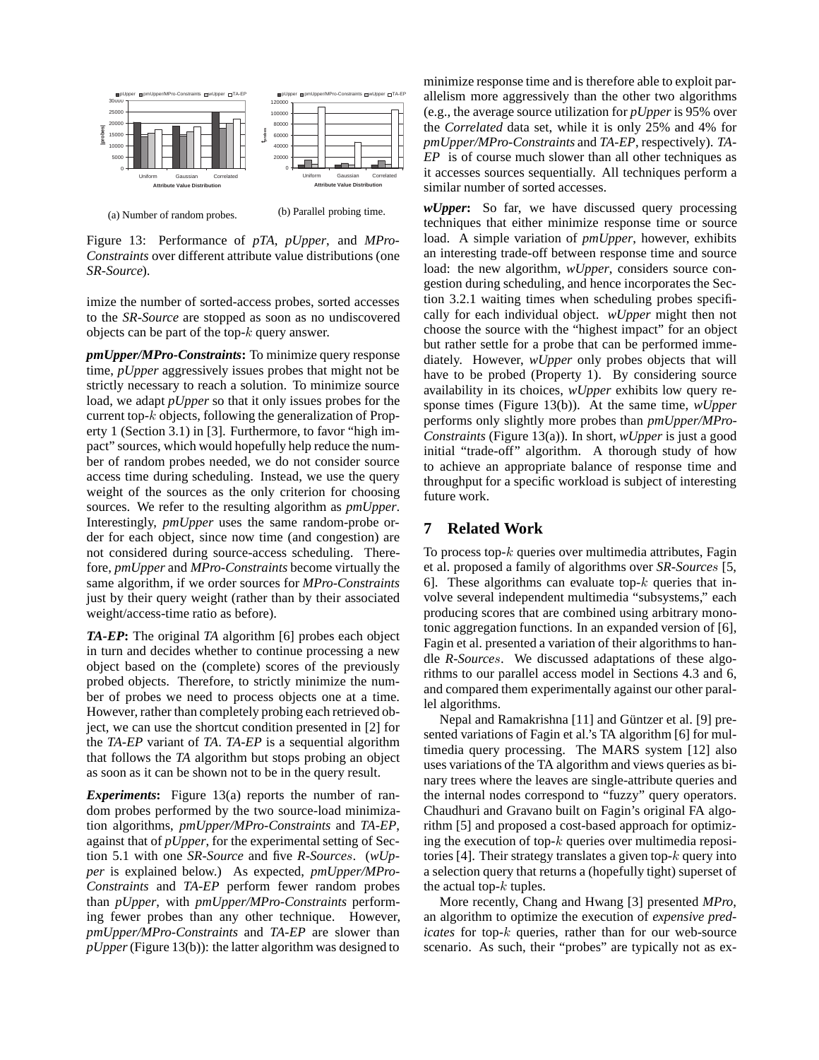(a) Number of random probes.

(b) Parallel probing time.

Figure 13: Performance of *pTA*, *pUpper*, and *MPro-Constraints* over different attribute value distributions (one *SR-Source*).

imize the number of sorted-access probes, sorted accesses to the *SR-Source* are stopped as soon as no undiscovered objects can be part of the top-$k$ query answer.

***pmUpper/MPro-Constraints*:** To minimize query response time, *pUpper* aggressively issues probes that might not be strictly necessary to reach a solution. To minimize source load, we adapt *pUpper* so that it only issues probes for the current top-$k$ objects, following the generalization of Property 1 (Section 3.1) in [3]. Furthermore, to favor "high impact" sources, which would hopefully help reduce the number of random probes needed, we do not consider source access time during scheduling. Instead, we use the query weight of the sources as the only criterion for choosing sources. We refer to the resulting algorithm as *pmUpper*. Interestingly, *pmUpper* uses the same random-probe order for each object, since now time (and congestion) are not considered during source-access scheduling. Therefore, *pmUpper* and *MPro-Constraints* become virtually the same algorithm, if we order sources for *MPro-Constraints* just by their query weight (rather than by their associated weight/access-time ratio as before).

***TA-EP*:** The original *TA* algorithm [6] probes each object in turn and decides whether to continue processing a new object based on the (complete) scores of the previously probed objects. Therefore, to strictly minimize the number of probes we need to process objects one at a time. However, rather than completely probing each retrieved object, we can use the shortcut condition presented in [2] for the *TA-EP* variant of *TA*. *TA-EP* is a sequential algorithm that follows the *TA* algorithm but stops probing an object as soon as it can be shown not to be in the query result.

***Experiments*:** Figure 13(a) reports the number of random probes performed by the two source-load minimization algorithms, *pmUpper/MPro-Constraints* and *TA-EP*, against that of *pUpper*, for the experimental setting of Section 5.1 with one *SR-Source* and five *R-Sources*. (*wUpper* is explained below.) As expected, *pmUpper/MPro-Constraints* and *TA-EP* perform fewer random probes than *pUpper*, with *pmUpper/MPro-Constraints* performing fewer probes than any other technique. However, *pmUpper/MPro-Constraints* and *TA-EP* are slower than *pUpper* (Figure 13(b)): the latter algorithm was designed to minimize response time and is therefore able to exploit parallelism more aggressively than the other two algorithms (e.g., the average source utilization for *pUpper* is 95% over the *Correlated* data set, while it is only 25% and 4% for *pmUpper/MPro-Constraints* and *TA-EP*, respectively). *TA-EP* is of course much slower than all other techniques as it accesses sources sequentially. All techniques perform a similar number of sorted accesses.

***wUpper*:** So far, we have discussed query processing techniques that either minimize response time or source load. A simple variation of *pmUpper*, however, exhibits an interesting trade-off between response time and source load: the new algorithm, *wUpper*, considers source congestion during scheduling, and hence incorporates the Section 3.2.1 waiting times when scheduling probes specifically for each individual object. *wUpper* might then not choose the source with the "highest impact" for an object but rather settle for a probe that can be performed immediately. However, *wUpper* only probes objects that will have to be probed (Property 1). By considering source availability in its choices, *wUpper* exhibits low query response times (Figure 13(b)). At the same time, *wUpper* performs only slightly more probes than *pmUpper/MPro-Constraints* (Figure 13(a)). In short, *wUpper* is just a good initial "trade-off" algorithm. A thorough study of how to achieve an appropriate balance of response time and throughput for a specific workload is subject of interesting future work.

## 7 Related Work

To process top-$k$ queries over multimedia attributes, Fagin et al. proposed a family of algorithms over *SR-Sources* [5, 6]. These algorithms can evaluate top-$k$ queries that involve several independent multimedia "subsystems," each producing scores that are combined using arbitrary monotonic aggregation functions. In an expanded version of [6], Fagin et al. presented a variation of their algorithms to handle *R-Sources*. We discussed adaptations of these algorithms to our parallel access model in Sections 4.3 and 6, and compared them experimentally against our other parallel algorithms.

Nepal and Ramakrishna [11] and Güntzer et al. [9] presented variations of Fagin et al.'s TA algorithm [6] for multimedia query processing. The MARS system [12] also uses variations of the TA algorithm and views queries as binary trees where the leaves are single-attribute queries and the internal nodes correspond to "fuzzy" query operators. Chaudhuri and Gravano built on Fagin's original FA algorithm [5] and proposed a cost-based approach for optimizing the execution of top-$k$ queries over multimedia repositories [4]. Their strategy translates a given top-$k$ query into a selection query that returns a (hopefully tight) superset of the actual top-$k$ tuples.

More recently, Chang and Hwang [3] presented *MPro*, an algorithm to optimize the execution of *expensive predicates* for top-$k$ queries, rather than for our web-source scenario. As such, their "probes" are typically not as ex-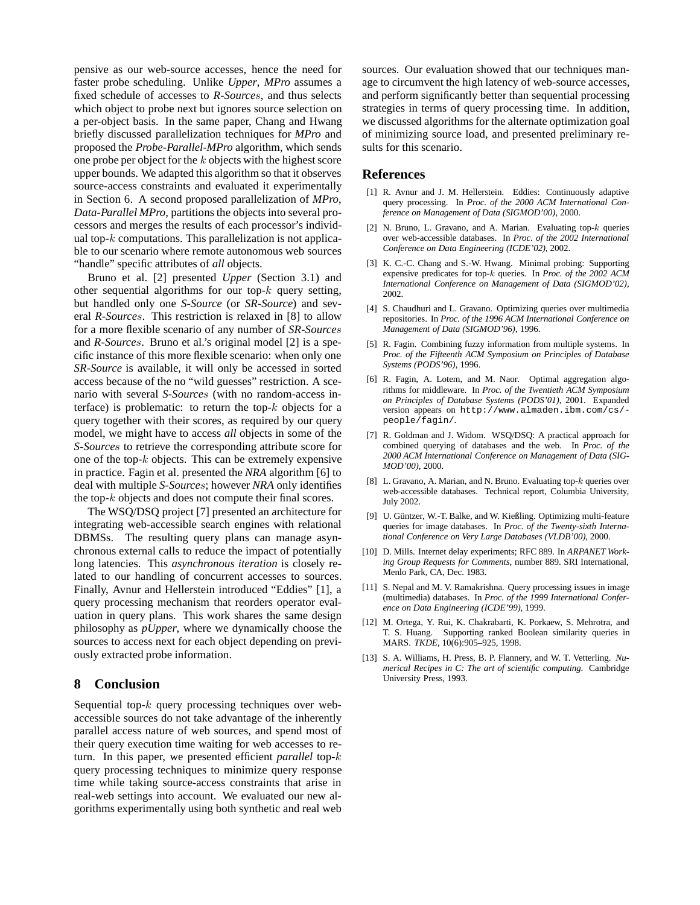pensive as our web-source accesses, hence the need for faster probe scheduling. Unlike *Upper*, *MPro* assumes a fixed schedule of accesses to *R-Sources*, and thus selects which object to probe next but ignores source selection on a per-object basis. In the same paper, Chang and Hwang briefly discussed parallelization techniques for *MPro* and proposed the *Probe-Parallel-MPro* algorithm, which sends one probe per object for the $k$ objects with the highest score upper bounds. We adapted this algorithm so that it observes source-access constraints and evaluated it experimentally in Section 6. A second proposed parallelization of *MPro*, *Data-Parallel MPro*, partitions the objects into several processors and merges the results of each processor's individual top-$k$ computations. This parallelization is not applicable to our scenario where remote autonomous web sources "handle" specific attributes of *all* objects.

Bruno et al. [2] presented *Upper* (Section 3.1) and other sequential algorithms for our top-$k$ query setting, but handled only one *S-Source* (or *SR-Source*) and several *R-Sources*. This restriction is relaxed in [8] to allow for a more flexible scenario of any number of *SR-Sources* and *R-Sources*. Bruno et al.'s original model [2] is a specific instance of this more flexible scenario: when only one *SR-Source* is available, it will only be accessed in sorted access because of the no "wild guesses" restriction. A scenario with several *S-Sources* (with no random-access interface) is problematic: to return the top-$k$ objects for a query together with their scores, as required by our query model, we might have to access *all* objects in some of the *S-Sources* to retrieve the corresponding attribute score for one of the top-$k$ objects. This can be extremely expensive in practice. Fagin et al. presented the *NRA* algorithm [6] to deal with multiple *S-Sources*; however *NRA* only identifies the top-$k$ objects and does not compute their final scores.

The WSQ/DSQ project [7] presented an architecture for integrating web-accessible search engines with relational DBMSs. The resulting query plans can manage asynchronous external calls to reduce the impact of potentially long latencies. This *asynchronous iteration* is closely related to our handling of concurrent accesses to sources. Finally, Avnur and Hellerstein introduced "Eddies" [1], a query processing mechanism that reorders operator evaluation in query plans. This work shares the same design philosophy as *pUpper*, where we dynamically choose the sources to access next for each object depending on previously extracted probe information.

## 8 Conclusion

Sequential top-$k$ query processing techniques over web-accessible sources do not take advantage of the inherently parallel access nature of web sources, and spend most of their query execution time waiting for web accesses to return. In this paper, we presented efficient *parallel* top-$k$ query processing techniques to minimize query response time while taking source-access constraints that arise in real-web settings into account. We evaluated our new algorithms experimentally using both synthetic and real web sources. Our evaluation showed that our techniques manage to circumvent the high latency of web-source accesses, and perform significantly better than sequential processing strategies in terms of query processing time. In addition, we discussed algorithms for the alternate optimization goal of minimizing source load, and presented preliminary results for this scenario.

## References

[1] R. Avnur and J. M. Hellerstein. Eddies: Continuously adaptive query processing. In *Proc. of the 2000 ACM International Conference on Management of Data (SIGMOD'00)*, 2000.

[2] N. Bruno, L. Gravano, and A. Marian. Evaluating top-$k$ queries over web-accessible databases. In *Proc. of the 2002 International Conference on Data Engineering (ICDE'02)*, 2002.

[3] K. C.-C. Chang and S.-W. Hwang. Minimal probing: Supporting expensive predicates for top-$k$ queries. In *Proc. of the 2002 ACM International Conference on Management of Data (SIGMOD'02)*, 2002.

[4] S. Chaudhuri and L. Gravano. Optimizing queries over multimedia repositories. In *Proc. of the 1996 ACM International Conference on Management of Data (SIGMOD'96)*, 1996.

[5] R. Fagin. Combining fuzzy information from multiple systems. In *Proc. of the Fifteenth ACM Symposium on Principles of Database Systems (PODS'96)*, 1996.

[6] R. Fagin, A. Lotem, and M. Naor. Optimal aggregation algorithms for middleware. In *Proc. of the Twentieth ACM Symposium on Principles of Database Systems (PODS'01)*, 2001. Expanded version appears on `http://www.almaden.ibm.com/cs/-people/fagin/`.

[7] R. Goldman and J. Widom. WSQ/DSQ: A practical approach for combined querying of databases and the web. In *Proc. of the 2000 ACM International Conference on Management of Data (SIGMOD'00)*, 2000.

[8] L. Gravano, A. Marian, and N. Bruno. Evaluating top-$k$ queries over web-accessible databases. Technical report, Columbia University, July 2002.

[9] U. Güntzer, W.-T. Balke, and W. Kießling. Optimizing multi-feature queries for image databases. In *Proc. of the Twenty-sixth International Conference on Very Large Databases (VLDB'00)*, 2000.

[10] D. Mills. Internet delay experiments; RFC 889. In *ARPANET Working Group Requests for Comments*, number 889. SRI International, Menlo Park, CA, Dec. 1983.

[11] S. Nepal and M. V. Ramakrishna. Query processing issues in image (multimedia) databases. In *Proc. of the 1999 International Conference on Data Engineering (ICDE'99)*, 1999.

[12] M. Ortega, Y. Rui, K. Chakrabarti, K. Porkaew, S. Mehrotra, and T. S. Huang. Supporting ranked Boolean similarity queries in MARS. *TKDE*, 10(6):905–925, 1998.

[13] S. A. Williams, H. Press, B. P. Flannery, and W. T. Vetterling. *Numerical Recipes in C: The art of scientific computing.* Cambridge University Press, 1993.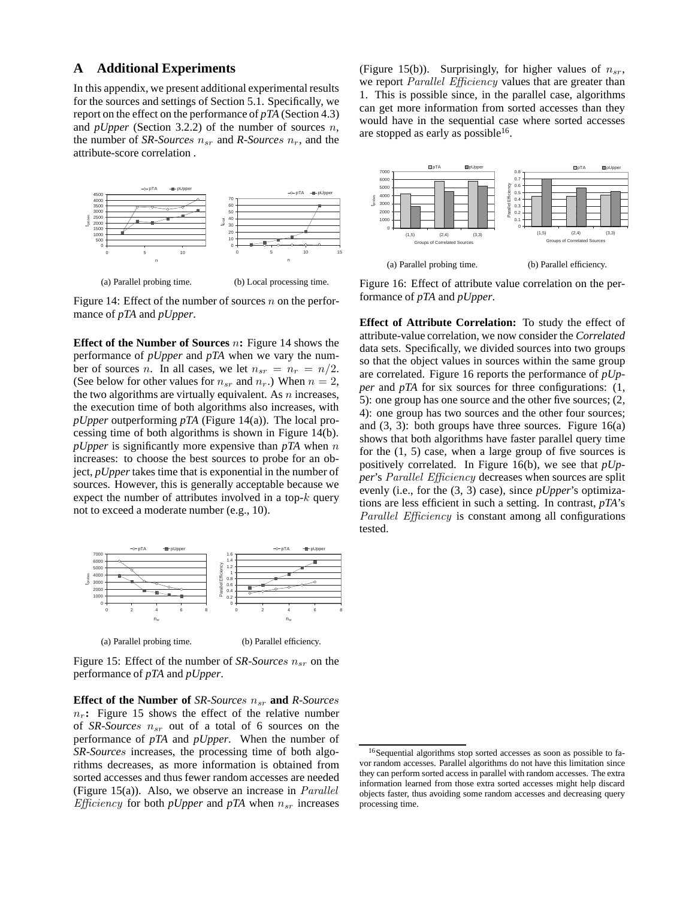## A Additional Experiments

In this appendix, we present additional experimental results for the sources and settings of Section 5.1. Specifically, we report on the effect on the performance of *pTA* (Section 4.3) and *pUpper* (Section 3.2.2) of the number of sources $n$, the number of ***SR-Sources*** $n_{sr}$ and ***R-Sources*** $n_r$, and the attribute-score correlation .

pTA pUpper
4500 4000 3500 3000 2500 2000 1500 1000 500 0
t_probes
0 5 10
n

pTA pUpper
70 60 50 40 30 20 10 0
t_local
0 5 10 15
n

(a) Parallel probing time. (b) Local processing time.

Figure 14: Effect of the number of sources $n$ on the performance of *pTA* and *pUpper*.

**Effect of the Number of Sources $n$:** Figure 14 shows the performance of *pUpper* and *pTA* when we vary the number of sources $n$. In all cases, we let $n_{sr} = n_r = n/2$. (See below for other values for $n_{sr}$ and $n_r$.) When $n = 2$, the two algorithms are virtually equivalent. As $n$ increases, the execution time of both algorithms also increases, with *pUpper* outperforming *pTA* (Figure 14(a)). The local processing time of both algorithms is shown in Figure 14(b). *pUpper* is significantly more expensive than *pTA* when $n$ increases: to choose the best sources to probe for an object, *pUpper* takes time that is exponential in the number of sources. However, this is generally acceptable because we expect the number of attributes involved in a top-$k$ query not to exceed a moderate number (e.g., 10).

pTA pUpper
7000 6000 5000 4000 3000 2000 1000 0
t_probes
0 2 4 6 8
n_sr

pTA pUpper
1.6 1.4 1.2 1 0.8 0.6 0.4 0.2 0
Parallel Efficiency
0 2 4 6 8
n_sr

(a) Parallel probing time. (b) Parallel efficiency.

Figure 15: Effect of the number of ***SR-Sources*** $n_{sr}$ on the performance of *pTA* and *pUpper*.

**Effect of the Number of *SR-Sources* $n_{sr}$ and *R-Sources* $n_r$:** Figure 15 shows the effect of the relative number of ***SR-Sources*** $n_{sr}$ out of a total of 6 sources on the performance of *pTA* and *pUpper*. When the number of ***SR-Sources*** increases, the processing time of both algorithms decreases, as more information is obtained from sorted accesses and thus fewer random accesses are needed (Figure 15(a)). Also, we observe an increase in $Parallel\ Efficiency$ for both *pUpper* and *pTA* when $n_{sr}$ increases (Figure 15(b)). Surprisingly, for higher values of $n_{sr}$, we report $Parallel\ Efficiency$ values that are greater than 1. This is possible since, in the parallel case, algorithms can get more information from sorted accesses than they would have in the sequential case where sorted accesses are stopped as early as possible[16].

pTA pUpper
7000 6000 5000 4000 3000 2000 1000 0
t_probes
(1,5) (2,4) (3,3)
Groups of Correlated Sources

pTA pUpper
0.8 0.7 0.6 0.5 0.4 0.3 0.2 0.1 0
Parallel Efficiency
(1,5) (2,4) (3,3)
Groups of Correlated Sources

(a) Parallel probing time. (b) Parallel efficiency.

Figure 16: Effect of attribute value correlation on the performance of *pTA* and *pUpper*.

**Effect of Attribute Correlation:** To study the effect of attribute-value correlation, we now consider the *Correlated* data sets. Specifically, we divided sources into two groups so that the object values in sources within the same group are correlated. Figure 16 reports the performance of *pUpper* and *pTA* for six sources for three configurations: (1, 5): one group has one source and the other five sources; (2, 4): one group has two sources and the other four sources; and (3, 3): both groups have three sources. Figure 16(a) shows that both algorithms have faster parallel query time for the (1, 5) case, when a large group of five sources is positively correlated. In Figure 16(b), we see that *pUpper*'s $Parallel\ Efficiency$ decreases when sources are split evenly (i.e., for the (3, 3) case), since *pUpper*'s optimizations are less efficient in such a setting. In contrast, *pTA*'s $Parallel\ Efficiency$ is constant among all configurations tested.

[16] Sequential algorithms stop sorted accesses as soon as possible to favor random accesses. Parallel algorithms do not have this limitation since they can perform sorted access in parallel with random accesses. The extra information learned from those extra sorted accesses might help discard objects faster, thus avoiding some random accesses and decreasing query processing time.